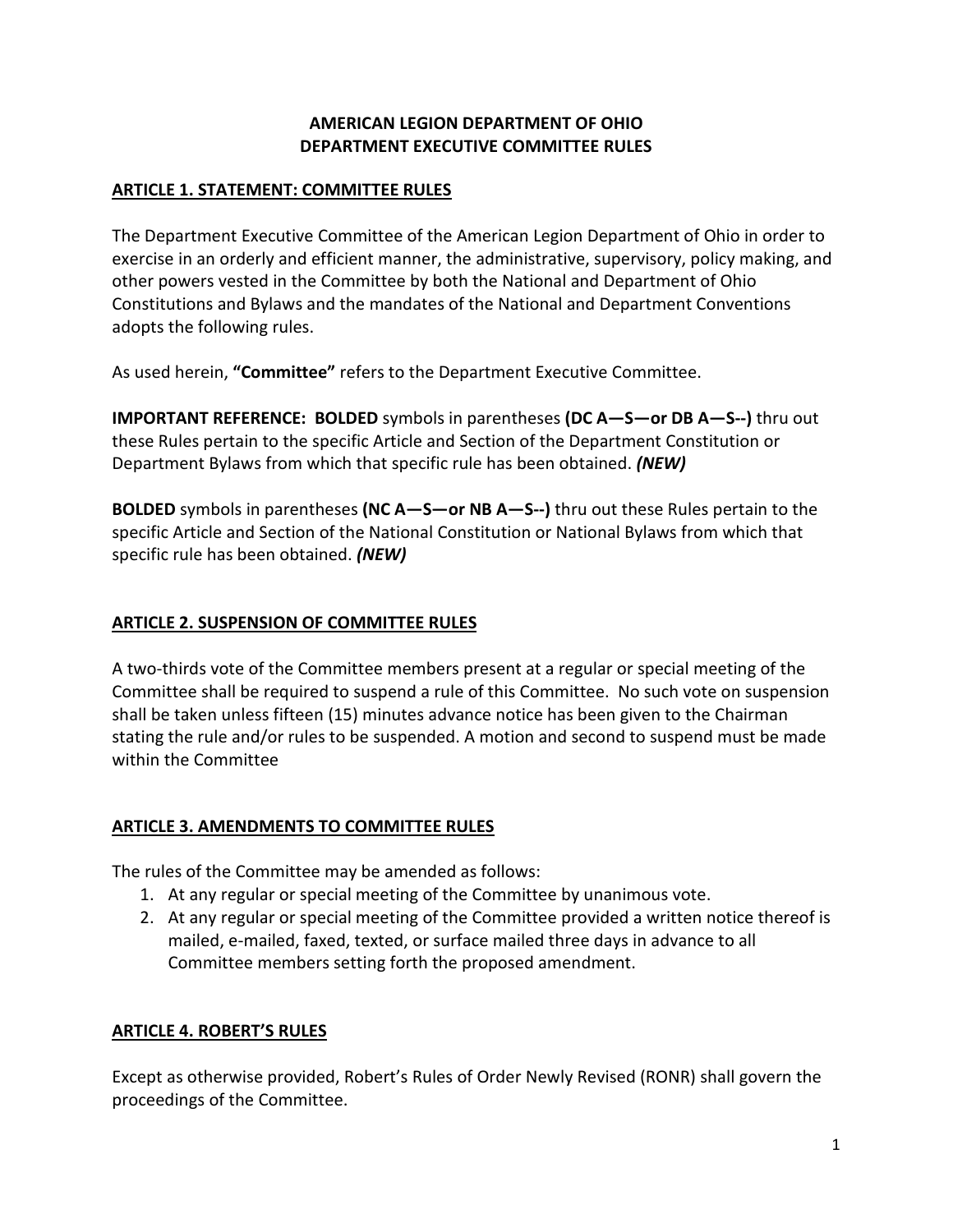# AMERICAN LEGION DEPARTMENT OF OHIO
# DEPARTMENT EXECUTIVE COMMITTEE RULES

## ARTICLE 1. STATEMENT: COMMITTEE RULES

The Department Executive Committee of the American Legion Department of Ohio in order to exercise in an orderly and efficient manner, the administrative, supervisory, policy making, and other powers vested in the Committee by both the National and Department of Ohio Constitutions and Bylaws and the mandates of the National and Department Conventions adopts the following rules.

As used herein, **"Committee"** refers to the Department Executive Committee.

**IMPORTANT REFERENCE: BOLDED** symbols in parentheses **(DC A—S—or DB A—S--)** thru out these Rules pertain to the specific Article and Section of the Department Constitution or Department Bylaws from which that specific rule has been obtained. ***(NEW)***

**BOLDED** symbols in parentheses **(NC A—S—or NB A—S--)** thru out these Rules pertain to the specific Article and Section of the National Constitution or National Bylaws from which that specific rule has been obtained. ***(NEW)***

## ARTICLE 2. SUSPENSION OF COMMITTEE RULES

A two-thirds vote of the Committee members present at a regular or special meeting of the Committee shall be required to suspend a rule of this Committee. No such vote on suspension shall be taken unless fifteen (15) minutes advance notice has been given to the Chairman stating the rule and/or rules to be suspended. A motion and second to suspend must be made within the Committee

## ARTICLE 3. AMENDMENTS TO COMMITTEE RULES

The rules of the Committee may be amended as follows:

1. At any regular or special meeting of the Committee by unanimous vote.
2. At any regular or special meeting of the Committee provided a written notice thereof is mailed, e-mailed, faxed, texted, or surface mailed three days in advance to all Committee members setting forth the proposed amendment.

## ARTICLE 4. ROBERT'S RULES

Except as otherwise provided, Robert's Rules of Order Newly Revised (RONR) shall govern the proceedings of the Committee.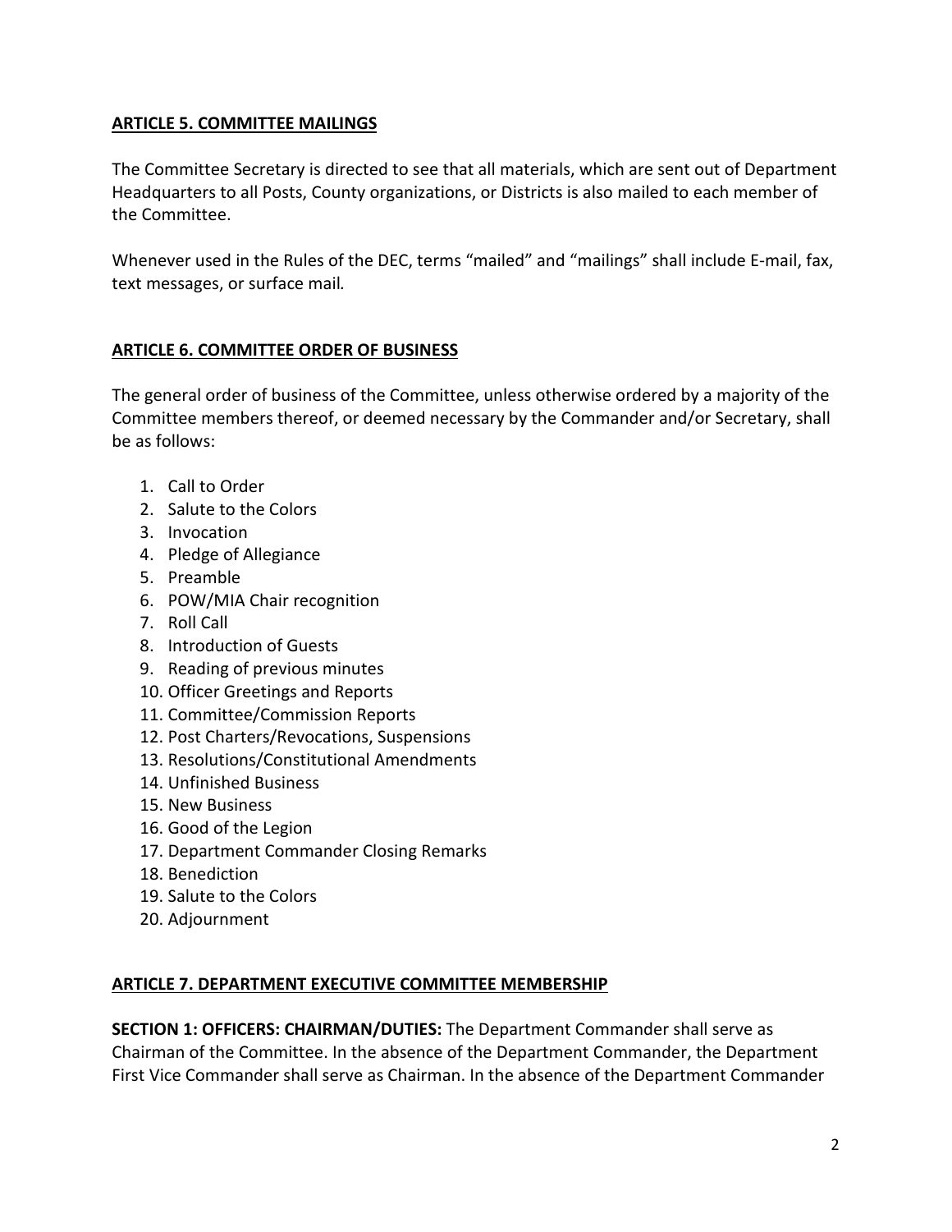## ARTICLE 5. COMMITTEE MAILINGS

The Committee Secretary is directed to see that all materials, which are sent out of Department Headquarters to all Posts, County organizations, or Districts is also mailed to each member of the Committee.

Whenever used in the Rules of the DEC, terms "mailed" and "mailings" shall include E-mail, fax, text messages, or surface mail.

## ARTICLE 6. COMMITTEE ORDER OF BUSINESS

The general order of business of the Committee, unless otherwise ordered by a majority of the Committee members thereof, or deemed necessary by the Commander and/or Secretary, shall be as follows:

1. Call to Order
2. Salute to the Colors
3. Invocation
4. Pledge of Allegiance
5. Preamble
6. POW/MIA Chair recognition
7. Roll Call
8. Introduction of Guests
9. Reading of previous minutes
10. Officer Greetings and Reports
11. Committee/Commission Reports
12. Post Charters/Revocations, Suspensions
13. Resolutions/Constitutional Amendments
14. Unfinished Business
15. New Business
16. Good of the Legion
17. Department Commander Closing Remarks
18. Benediction
19. Salute to the Colors
20. Adjournment

## ARTICLE 7. DEPARTMENT EXECUTIVE COMMITTEE MEMBERSHIP

**SECTION 1: OFFICERS: CHAIRMAN/DUTIES:** The Department Commander shall serve as Chairman of the Committee. In the absence of the Department Commander, the Department First Vice Commander shall serve as Chairman. In the absence of the Department Commander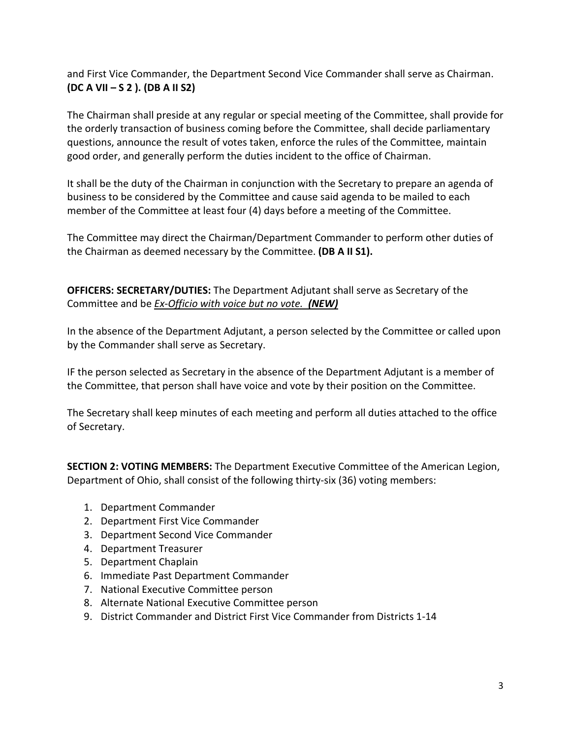and First Vice Commander, the Department Second Vice Commander shall serve as Chairman. **(DC A VII – S 2 ). (DB A II S2)**

The Chairman shall preside at any regular or special meeting of the Committee, shall provide for the orderly transaction of business coming before the Committee, shall decide parliamentary questions, announce the result of votes taken, enforce the rules of the Committee, maintain good order, and generally perform the duties incident to the office of Chairman.

It shall be the duty of the Chairman in conjunction with the Secretary to prepare an agenda of business to be considered by the Committee and cause said agenda to be mailed to each member of the Committee at least four (4) days before a meeting of the Committee.

The Committee may direct the Chairman/Department Commander to perform other duties of the Chairman as deemed necessary by the Committee. **(DB A II S1).**

**OFFICERS: SECRETARY/DUTIES:** The Department Adjutant shall serve as Secretary of the Committee and be <u>*Ex-Officio with voice but no vote.*</u> <u>***(NEW)***</u>

In the absence of the Department Adjutant, a person selected by the Committee or called upon by the Commander shall serve as Secretary.

IF the person selected as Secretary in the absence of the Department Adjutant is a member of the Committee, that person shall have voice and vote by their position on the Committee.

The Secretary shall keep minutes of each meeting and perform all duties attached to the office of Secretary.

**SECTION 2: VOTING MEMBERS:** The Department Executive Committee of the American Legion, Department of Ohio, shall consist of the following thirty-six (36) voting members:

1. Department Commander
2. Department First Vice Commander
3. Department Second Vice Commander
4. Department Treasurer
5. Department Chaplain
6. Immediate Past Department Commander
7. National Executive Committee person
8. Alternate National Executive Committee person
9. District Commander and District First Vice Commander from Districts 1-14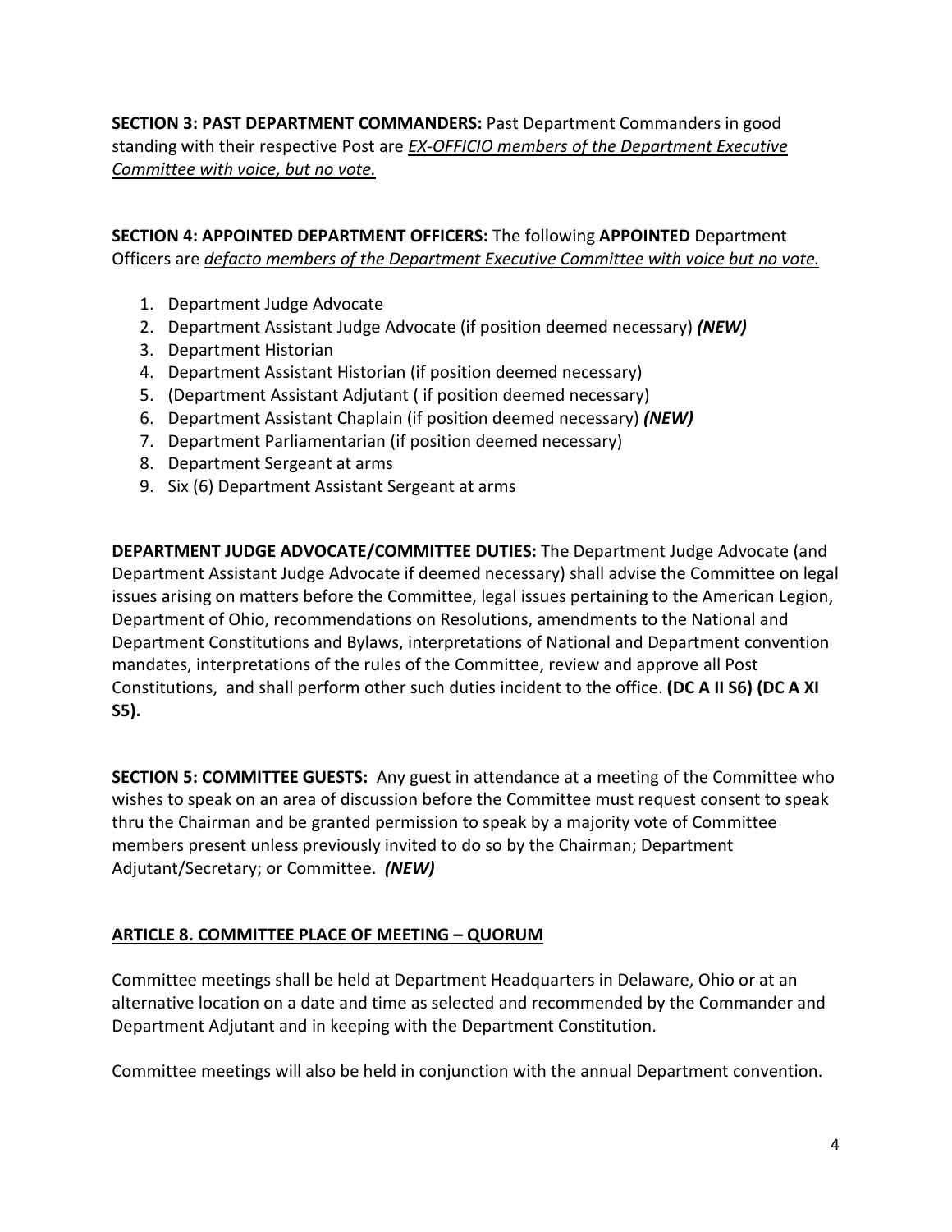**SECTION 3: PAST DEPARTMENT COMMANDERS:** Past Department Commanders in good standing with their respective Post are <u>*EX-OFFICIO members of the Department Executive Committee with voice, but no vote.*</u>

**SECTION 4: APPOINTED DEPARTMENT OFFICERS:** The following **APPOINTED** Department Officers are <u>*defacto members of the Department Executive Committee with voice but no vote.*</u>

1. Department Judge Advocate
2. Department Assistant Judge Advocate (if position deemed necessary) ***(NEW)***
3. Department Historian
4. Department Assistant Historian (if position deemed necessary)
5. (Department Assistant Adjutant ( if position deemed necessary)
6. Department Assistant Chaplain (if position deemed necessary) ***(NEW)***
7. Department Parliamentarian (if position deemed necessary)
8. Department Sergeant at arms
9. Six (6) Department Assistant Sergeant at arms

**DEPARTMENT JUDGE ADVOCATE/COMMITTEE DUTIES:** The Department Judge Advocate (and Department Assistant Judge Advocate if deemed necessary) shall advise the Committee on legal issues arising on matters before the Committee, legal issues pertaining to the American Legion, Department of Ohio, recommendations on Resolutions, amendments to the National and Department Constitutions and Bylaws, interpretations of National and Department convention mandates, interpretations of the rules of the Committee, review and approve all Post Constitutions, and shall perform other such duties incident to the office. **(DC A II S6) (DC A XI S5).**

**SECTION 5: COMMITTEE GUESTS:** Any guest in attendance at a meeting of the Committee who wishes to speak on an area of discussion before the Committee must request consent to speak thru the Chairman and be granted permission to speak by a majority vote of Committee members present unless previously invited to do so by the Chairman; Department Adjutant/Secretary; or Committee. ***(NEW)***

## <u>ARTICLE 8. COMMITTEE PLACE OF MEETING – QUORUM</u>

Committee meetings shall be held at Department Headquarters in Delaware, Ohio or at an alternative location on a date and time as selected and recommended by the Commander and Department Adjutant and in keeping with the Department Constitution.

Committee meetings will also be held in conjunction with the annual Department convention.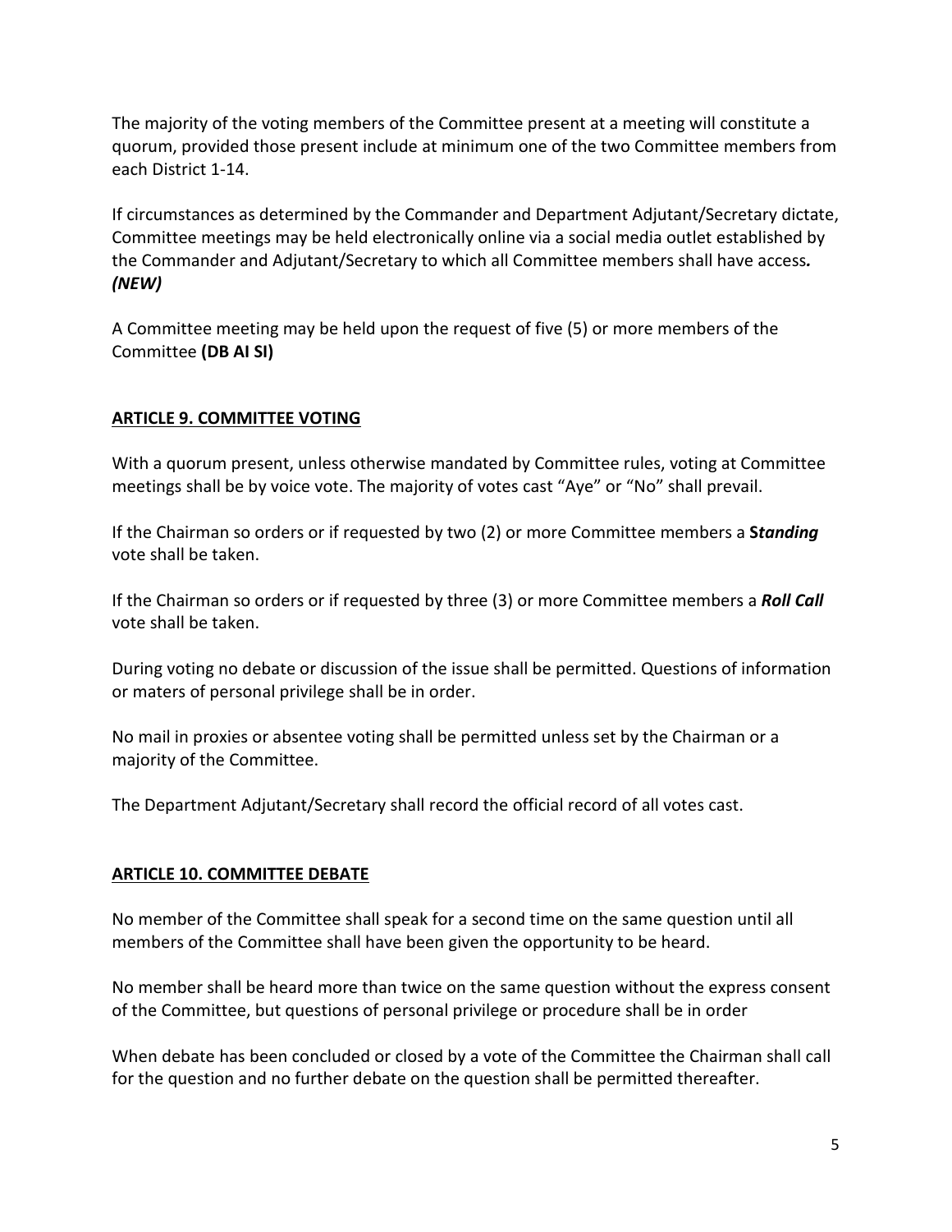The majority of the voting members of the Committee present at a meeting will constitute a quorum, provided those present include at minimum one of the two Committee members from each District 1-14.

If circumstances as determined by the Commander and Department Adjutant/Secretary dictate, Committee meetings may be held electronically online via a social media outlet established by the Commander and Adjutant/Secretary to which all Committee members shall have access***.*** ***(NEW)***

A Committee meeting may be held upon the request of five (5) or more members of the Committee **(DB AI SI)**

## ARTICLE 9. COMMITTEE VOTING

With a quorum present, unless otherwise mandated by Committee rules, voting at Committee meetings shall be by voice vote. The majority of votes cast "Aye" or "No" shall prevail.

If the Chairman so orders or if requested by two (2) or more Committee members a **S*tanding*** vote shall be taken.

If the Chairman so orders or if requested by three (3) or more Committee members a ***Roll Call*** vote shall be taken.

During voting no debate or discussion of the issue shall be permitted. Questions of information or maters of personal privilege shall be in order.

No mail in proxies or absentee voting shall be permitted unless set by the Chairman or a majority of the Committee.

The Department Adjutant/Secretary shall record the official record of all votes cast.

## ARTICLE 10. COMMITTEE DEBATE

No member of the Committee shall speak for a second time on the same question until all members of the Committee shall have been given the opportunity to be heard.

No member shall be heard more than twice on the same question without the express consent of the Committee, but questions of personal privilege or procedure shall be in order

When debate has been concluded or closed by a vote of the Committee the Chairman shall call for the question and no further debate on the question shall be permitted thereafter.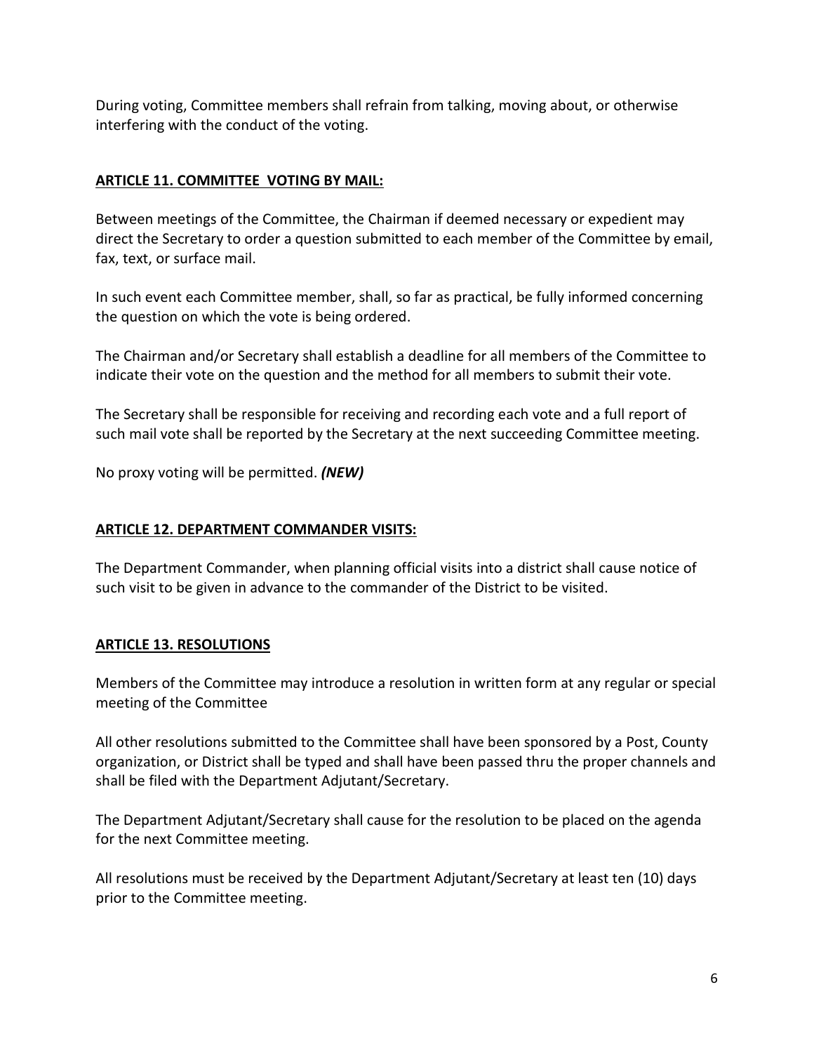During voting, Committee members shall refrain from talking, moving about, or otherwise interfering with the conduct of the voting.

## ARTICLE 11. COMMITTEE  VOTING BY MAIL:

Between meetings of the Committee, the Chairman if deemed necessary or expedient may direct the Secretary to order a question submitted to each member of the Committee by email, fax, text, or surface mail.

In such event each Committee member, shall, so far as practical, be fully informed concerning the question on which the vote is being ordered.

The Chairman and/or Secretary shall establish a deadline for all members of the Committee to indicate their vote on the question and the method for all members to submit their vote.

The Secretary shall be responsible for receiving and recording each vote and a full report of such mail vote shall be reported by the Secretary at the next succeeding Committee meeting.

No proxy voting will be permitted. ***(NEW)***

## ARTICLE 12. DEPARTMENT COMMANDER VISITS:

The Department Commander, when planning official visits into a district shall cause notice of such visit to be given in advance to the commander of the District to be visited.

## ARTICLE 13. RESOLUTIONS

Members of the Committee may introduce a resolution in written form at any regular or special meeting of the Committee

All other resolutions submitted to the Committee shall have been sponsored by a Post, County organization, or District shall be typed and shall have been passed thru the proper channels and shall be filed with the Department Adjutant/Secretary.

The Department Adjutant/Secretary shall cause for the resolution to be placed on the agenda for the next Committee meeting.

All resolutions must be received by the Department Adjutant/Secretary at least ten (10) days prior to the Committee meeting.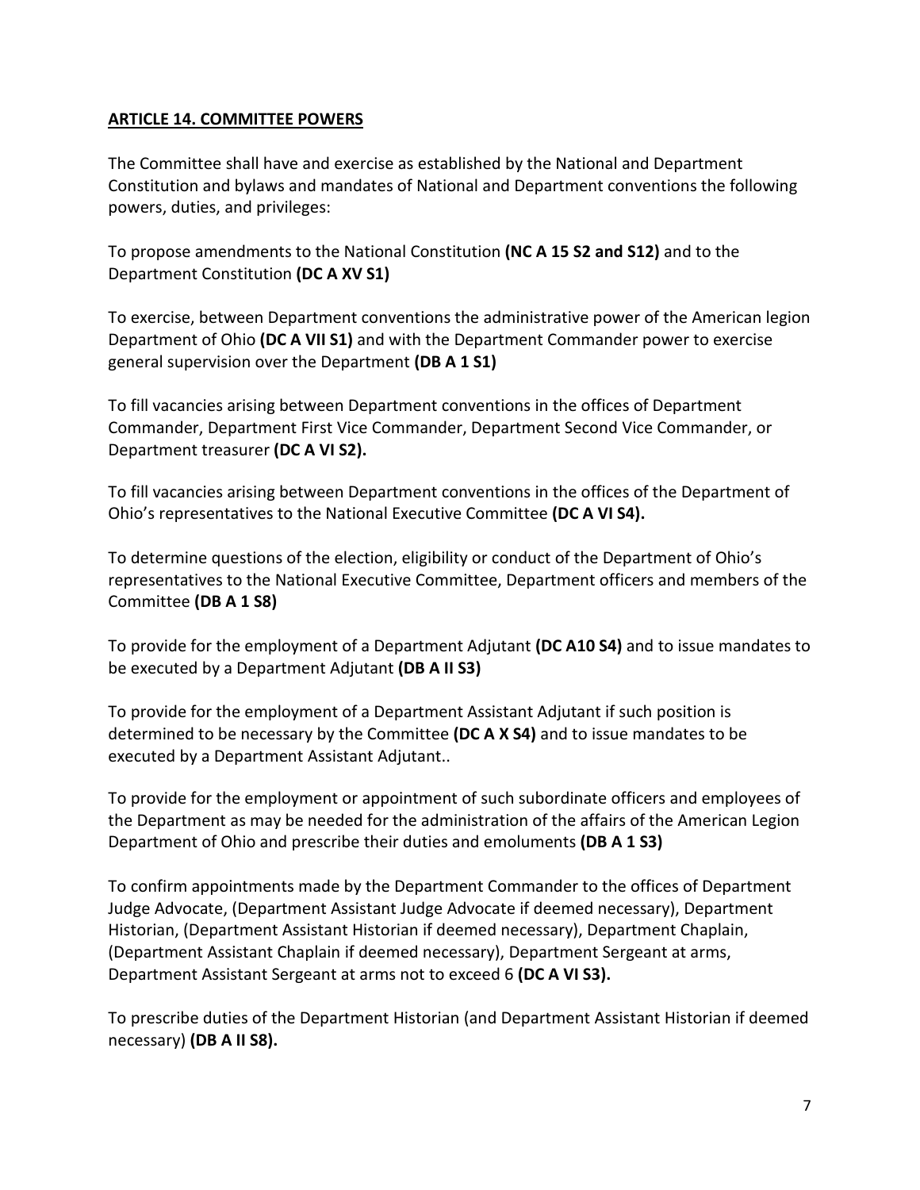**ARTICLE 14. COMMITTEE POWERS**

The Committee shall have and exercise as established by the National and Department Constitution and bylaws and mandates of National and Department conventions the following powers, duties, and privileges:

To propose amendments to the National Constitution **(NC A 15 S2 and S12)** and to the Department Constitution **(DC A XV S1)**

To exercise, between Department conventions the administrative power of the American legion Department of Ohio **(DC A VII S1)** and with the Department Commander power to exercise general supervision over the Department **(DB A 1 S1)**

To fill vacancies arising between Department conventions in the offices of Department Commander, Department First Vice Commander, Department Second Vice Commander, or Department treasurer **(DC A VI S2).**

To fill vacancies arising between Department conventions in the offices of the Department of Ohio's representatives to the National Executive Committee **(DC A VI S4).**

To determine questions of the election, eligibility or conduct of the Department of Ohio's representatives to the National Executive Committee, Department officers and members of the Committee **(DB A 1 S8)**

To provide for the employment of a Department Adjutant **(DC A10 S4)** and to issue mandates to be executed by a Department Adjutant **(DB A II S3)**

To provide for the employment of a Department Assistant Adjutant if such position is determined to be necessary by the Committee **(DC A X S4)** and to issue mandates to be executed by a Department Assistant Adjutant..

To provide for the employment or appointment of such subordinate officers and employees of the Department as may be needed for the administration of the affairs of the American Legion Department of Ohio and prescribe their duties and emoluments **(DB A 1 S3)**

To confirm appointments made by the Department Commander to the offices of Department Judge Advocate, (Department Assistant Judge Advocate if deemed necessary), Department Historian, (Department Assistant Historian if deemed necessary), Department Chaplain, (Department Assistant Chaplain if deemed necessary), Department Sergeant at arms, Department Assistant Sergeant at arms not to exceed 6 **(DC A VI S3).**

To prescribe duties of the Department Historian (and Department Assistant Historian if deemed necessary) **(DB A II S8).**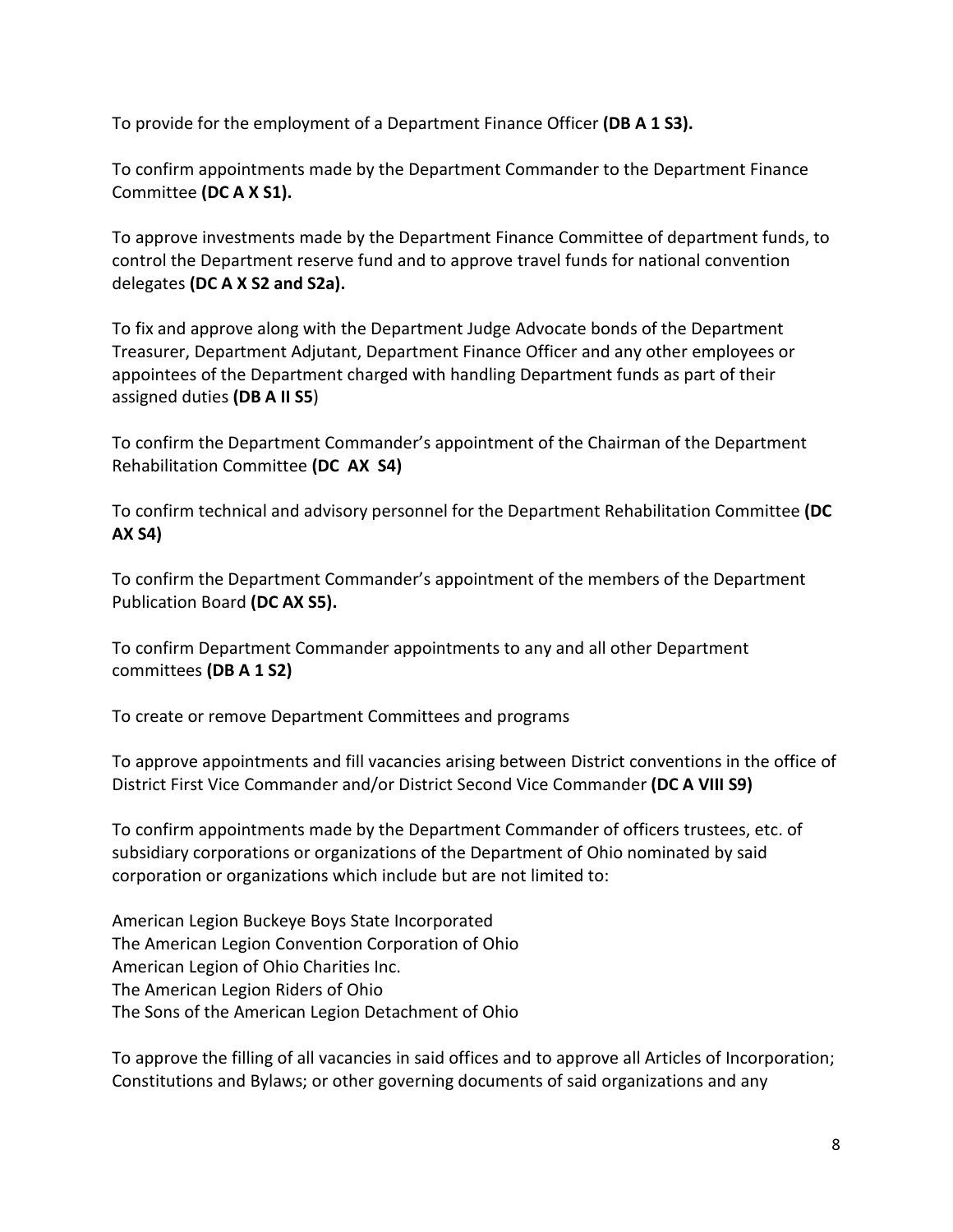To provide for the employment of a Department Finance Officer **(DB A 1 S3).**

To confirm appointments made by the Department Commander to the Department Finance Committee **(DC A X S1).**

To approve investments made by the Department Finance Committee of department funds, to control the Department reserve fund and to approve travel funds for national convention delegates **(DC A X S2 and S2a).**

To fix and approve along with the Department Judge Advocate bonds of the Department Treasurer, Department Adjutant, Department Finance Officer and any other employees or appointees of the Department charged with handling Department funds as part of their assigned duties **(DB A II S5**)

To confirm the Department Commander's appointment of the Chairman of the Department Rehabilitation Committee **(DC AX S4)**

To confirm technical and advisory personnel for the Department Rehabilitation Committee **(DC AX S4)**

To confirm the Department Commander's appointment of the members of the Department Publication Board **(DC AX S5).**

To confirm Department Commander appointments to any and all other Department committees **(DB A 1 S2)**

To create or remove Department Committees and programs

To approve appointments and fill vacancies arising between District conventions in the office of District First Vice Commander and/or District Second Vice Commander **(DC A VIII S9)**

To confirm appointments made by the Department Commander of officers trustees, etc. of subsidiary corporations or organizations of the Department of Ohio nominated by said corporation or organizations which include but are not limited to:

American Legion Buckeye Boys State Incorporated
The American Legion Convention Corporation of Ohio
American Legion of Ohio Charities Inc.
The American Legion Riders of Ohio
The Sons of the American Legion Detachment of Ohio

To approve the filling of all vacancies in said offices and to approve all Articles of Incorporation; Constitutions and Bylaws; or other governing documents of said organizations and any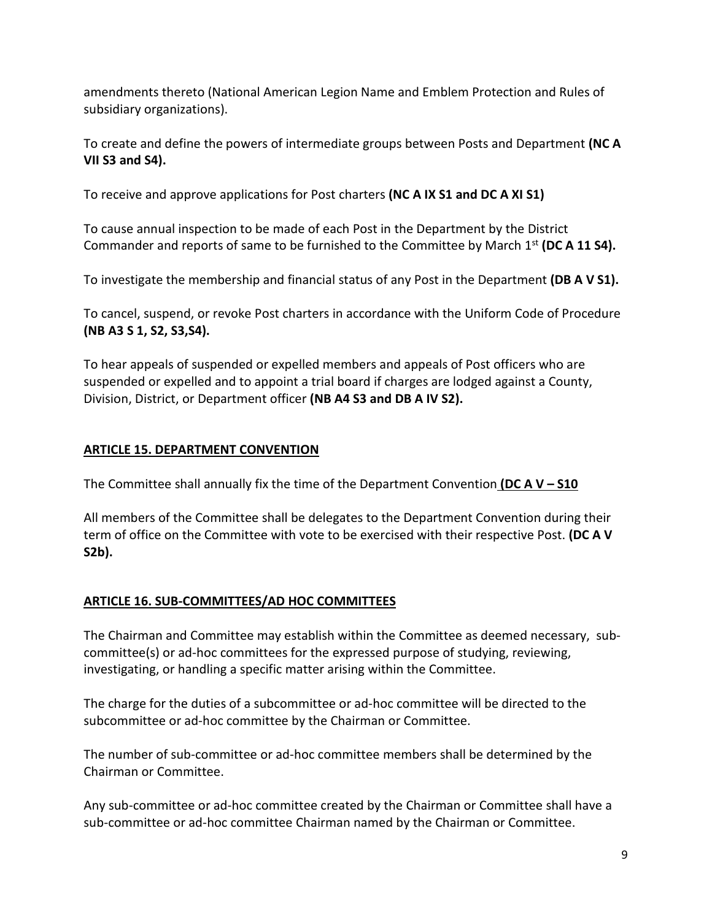amendments thereto (National American Legion Name and Emblem Protection and Rules of subsidiary organizations).

To create and define the powers of intermediate groups between Posts and Department **(NC A VII S3 and S4).**

To receive and approve applications for Post charters **(NC A IX S1 and DC A XI S1)**

To cause annual inspection to be made of each Post in the Department by the District Commander and reports of same to be furnished to the Committee by March 1st **(DC A 11 S4).**

To investigate the membership and financial status of any Post in the Department **(DB A V S1).**

To cancel, suspend, or revoke Post charters in accordance with the Uniform Code of Procedure **(NB A3 S 1, S2, S3,S4).**

To hear appeals of suspended or expelled members and appeals of Post officers who are suspended or expelled and to appoint a trial board if charges are lodged against a County, Division, District, or Department officer **(NB A4 S3 and DB A IV S2).**

## ARTICLE 15. DEPARTMENT CONVENTION

The Committee shall annually fix the time of the Department Convention **(DC A V – S10**

All members of the Committee shall be delegates to the Department Convention during their term of office on the Committee with vote to be exercised with their respective Post. **(DC A V S2b).**

## ARTICLE 16. SUB-COMMITTEES/AD HOC COMMITTEES

The Chairman and Committee may establish within the Committee as deemed necessary, sub-committee(s) or ad-hoc committees for the expressed purpose of studying, reviewing, investigating, or handling a specific matter arising within the Committee.

The charge for the duties of a subcommittee or ad-hoc committee will be directed to the subcommittee or ad-hoc committee by the Chairman or Committee.

The number of sub-committee or ad-hoc committee members shall be determined by the Chairman or Committee.

Any sub-committee or ad-hoc committee created by the Chairman or Committee shall have a sub-committee or ad-hoc committee Chairman named by the Chairman or Committee.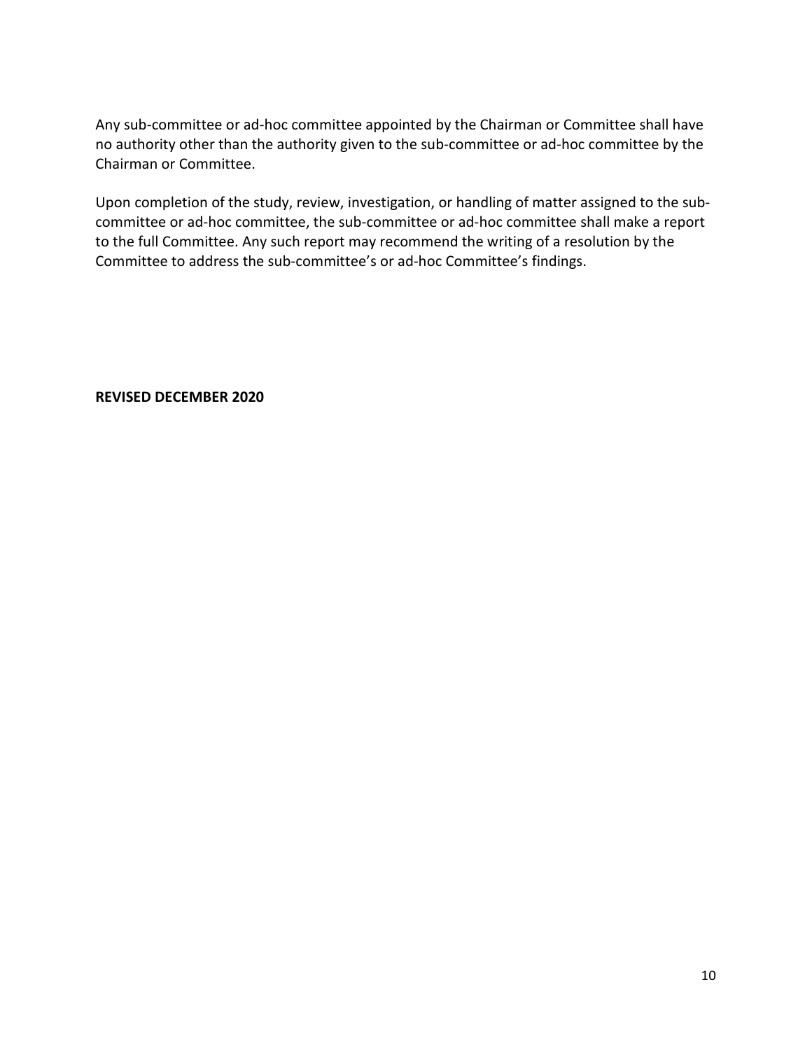Any sub-committee or ad-hoc committee appointed by the Chairman or Committee shall have no authority other than the authority given to the sub-committee or ad-hoc committee by the Chairman or Committee.

Upon completion of the study, review, investigation, or handling of matter assigned to the sub-committee or ad-hoc committee, the sub-committee or ad-hoc committee shall make a report to the full Committee. Any such report may recommend the writing of a resolution by the Committee to address the sub-committee's or ad-hoc Committee's findings.

**REVISED DECEMBER 2020**